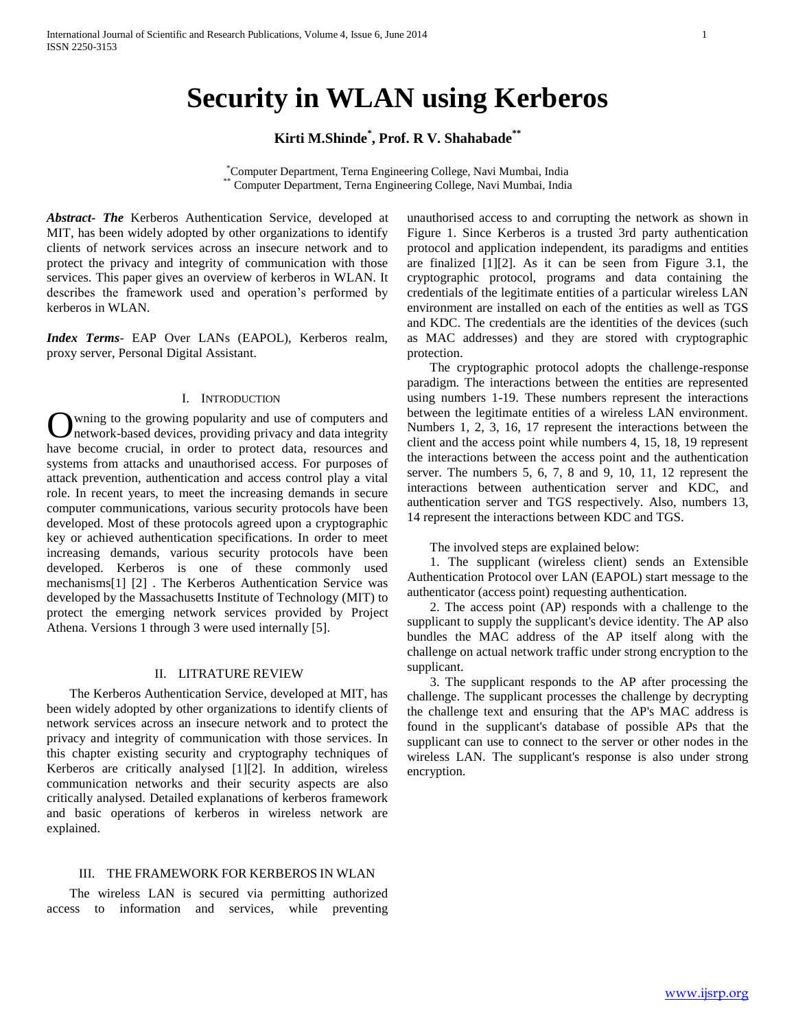# Security in WLAN using Kerberos

**Kirti M.Shinde[*], Prof. R V. Shahabade[**]**

[*]Computer Department, Terna Engineering College, Navi Mumbai, India
[**] Computer Department, Terna Engineering College, Navi Mumbai, India

***Abstract- The*** Kerberos Authentication Service, developed at MIT, has been widely adopted by other organizations to identify clients of network services across an insecure network and to protect the privacy and integrity of communication with those services. This paper gives an overview of kerberos in WLAN. It describes the framework used and operation's performed by kerberos in WLAN.

***Index Terms***- EAP Over LANs (EAPOL), Kerberos realm, proxy server, Personal Digital Assistant.

## I. Introduction

Owning to the growing popularity and use of computers and network-based devices, providing privacy and data integrity have become crucial, in order to protect data, resources and systems from attacks and unauthorised access. For purposes of attack prevention, authentication and access control play a vital role. In recent years, to meet the increasing demands in secure computer communications, various security protocols have been developed. Most of these protocols agreed upon a cryptographic key or achieved authentication specifications. In order to meet increasing demands, various security protocols have been developed. Kerberos is one of these commonly used mechanisms[1] [2] . The Kerberos Authentication Service was developed by the Massachusetts Institute of Technology (MIT) to protect the emerging network services provided by Project Athena. Versions 1 through 3 were used internally [5].

## II. LITRATURE REVIEW

The Kerberos Authentication Service, developed at MIT, has been widely adopted by other organizations to identify clients of network services across an insecure network and to protect the privacy and integrity of communication with those services. In this chapter existing security and cryptography techniques of Kerberos are critically analysed [1][2]. In addition, wireless communication networks and their security aspects are also critically analysed. Detailed explanations of kerberos framework and basic operations of kerberos in wireless network are explained.

## III. THE FRAMEWORK FOR KERBEROS IN WLAN

The wireless LAN is secured via permitting authorized access to information and services, while preventing unauthorised access to and corrupting the network as shown in Figure 1. Since Kerberos is a trusted 3rd party authentication protocol and application independent, its paradigms and entities are finalized [1][2]. As it can be seen from Figure 3.1, the cryptographic protocol, programs and data containing the credentials of the legitimate entities of a particular wireless LAN environment are installed on each of the entities as well as TGS and KDC. The credentials are the identities of the devices (such as MAC addresses) and they are stored with cryptographic protection.

The cryptographic protocol adopts the challenge-response paradigm. The interactions between the entities are represented using numbers 1-19. These numbers represent the interactions between the legitimate entities of a wireless LAN environment. Numbers 1, 2, 3, 16, 17 represent the interactions between the client and the access point while numbers 4, 15, 18, 19 represent the interactions between the access point and the authentication server. The numbers 5, 6, 7, 8 and 9, 10, 11, 12 represent the interactions between authentication server and KDC, and authentication server and TGS respectively. Also, numbers 13, 14 represent the interactions between KDC and TGS.

The involved steps are explained below:

1. The supplicant (wireless client) sends an Extensible Authentication Protocol over LAN (EAPOL) start message to the authenticator (access point) requesting authentication.

2. The access point (AP) responds with a challenge to the supplicant to supply the supplicant's device identity. The AP also bundles the MAC address of the AP itself along with the challenge on actual network traffic under strong encryption to the supplicant.

3. The supplicant responds to the AP after processing the challenge. The supplicant processes the challenge by decrypting the challenge text and ensuring that the AP's MAC address is found in the supplicant's database of possible APs that the supplicant can use to connect to the server or other nodes in the wireless LAN. The supplicant's response is also under strong encryption.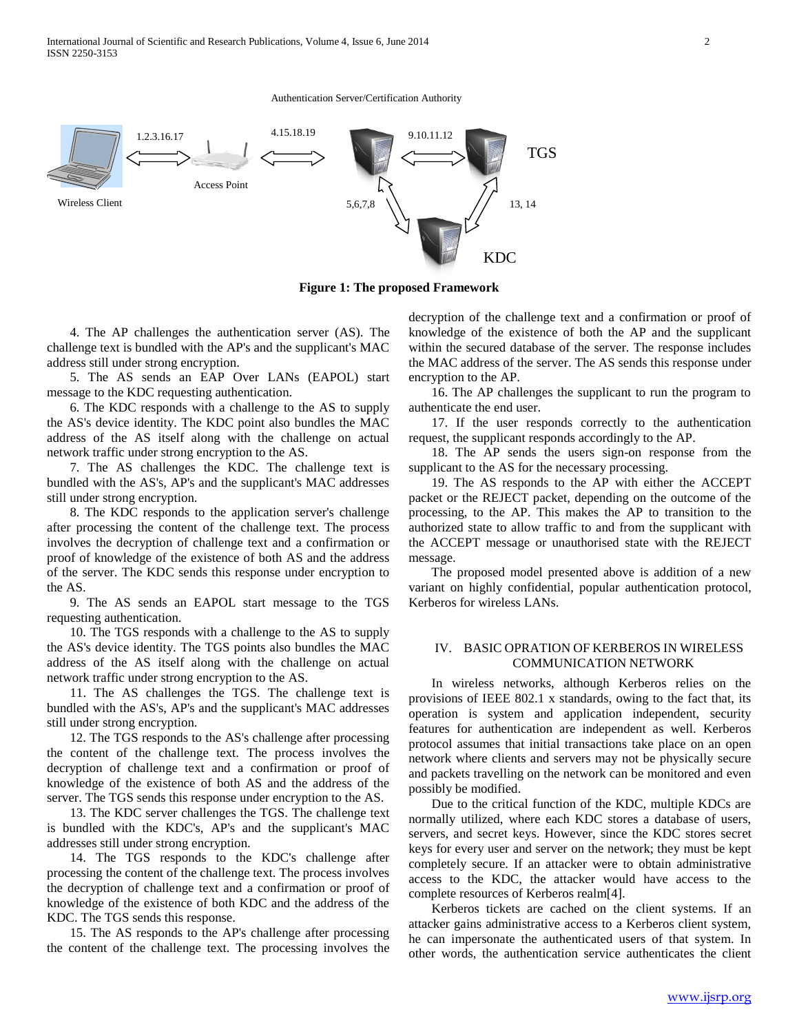Authentication Server/Certification Authority

Wireless Client

1.2.3.16.17

Access Point

4.15.18.19

9.10.11.12

TGS

5,6,7,8

13, 14

KDC

**Figure 1: The proposed Framework**

4. The AP challenges the authentication server (AS). The challenge text is bundled with the AP's and the supplicant's MAC address still under strong encryption.

5. The AS sends an EAP Over LANs (EAPOL) start message to the KDC requesting authentication.

6. The KDC responds with a challenge to the AS to supply the AS's device identity. The KDC point also bundles the MAC address of the AS itself along with the challenge on actual network traffic under strong encryption to the AS.

7. The AS challenges the KDC. The challenge text is bundled with the AS's, AP's and the supplicant's MAC addresses still under strong encryption.

8. The KDC responds to the application server's challenge after processing the content of the challenge text. The process involves the decryption of challenge text and a confirmation or proof of knowledge of the existence of both AS and the address of the server. The KDC sends this response under encryption to the AS.

9. The AS sends an EAPOL start message to the TGS requesting authentication.

10. The TGS responds with a challenge to the AS to supply the AS's device identity. The TGS points also bundles the MAC address of the AS itself along with the challenge on actual network traffic under strong encryption to the AS.

11. The AS challenges the TGS. The challenge text is bundled with the AS's, AP's and the supplicant's MAC addresses still under strong encryption.

12. The TGS responds to the AS's challenge after processing the content of the challenge text. The process involves the decryption of challenge text and a confirmation or proof of knowledge of the existence of both AS and the address of the server. The TGS sends this response under encryption to the AS.

13. The KDC server challenges the TGS. The challenge text is bundled with the KDC's, AP's and the supplicant's MAC addresses still under strong encryption.

14. The TGS responds to the KDC's challenge after processing the content of the challenge text. The process involves the decryption of challenge text and a confirmation or proof of knowledge of the existence of both KDC and the address of the KDC. The TGS sends this response.

15. The AS responds to the AP's challenge after processing the content of the challenge text. The processing involves the decryption of the challenge text and a confirmation or proof of knowledge of the existence of both the AP and the supplicant within the secured database of the server. The response includes the MAC address of the server. The AS sends this response under encryption to the AP.

16. The AP challenges the supplicant to run the program to authenticate the end user.

17. If the user responds correctly to the authentication request, the supplicant responds accordingly to the AP.

18. The AP sends the users sign-on response from the supplicant to the AS for the necessary processing.

19. The AS responds to the AP with either the ACCEPT packet or the REJECT packet, depending on the outcome of the processing, to the AP. This makes the AP to transition to the authorized state to allow traffic to and from the supplicant with the ACCEPT message or unauthorised state with the REJECT message.

The proposed model presented above is addition of a new variant on highly confidential, popular authentication protocol, Kerberos for wireless LANs.

## IV. BASIC OPRATION OF KERBEROS IN WIRELESS COMMUNICATION NETWORK

In wireless networks, although Kerberos relies on the provisions of IEEE 802.1 x standards, owing to the fact that, its operation is system and application independent, security features for authentication are independent as well. Kerberos protocol assumes that initial transactions take place on an open network where clients and servers may not be physically secure and packets travelling on the network can be monitored and even possibly be modified.

Due to the critical function of the KDC, multiple KDCs are normally utilized, where each KDC stores a database of users, servers, and secret keys. However, since the KDC stores secret keys for every user and server on the network; they must be kept completely secure. If an attacker were to obtain administrative access to the KDC, the attacker would have access to the complete resources of Kerberos realm[4].

Kerberos tickets are cached on the client systems. If an attacker gains administrative access to a Kerberos client system, he can impersonate the authenticated users of that system. In other words, the authentication service authenticates the client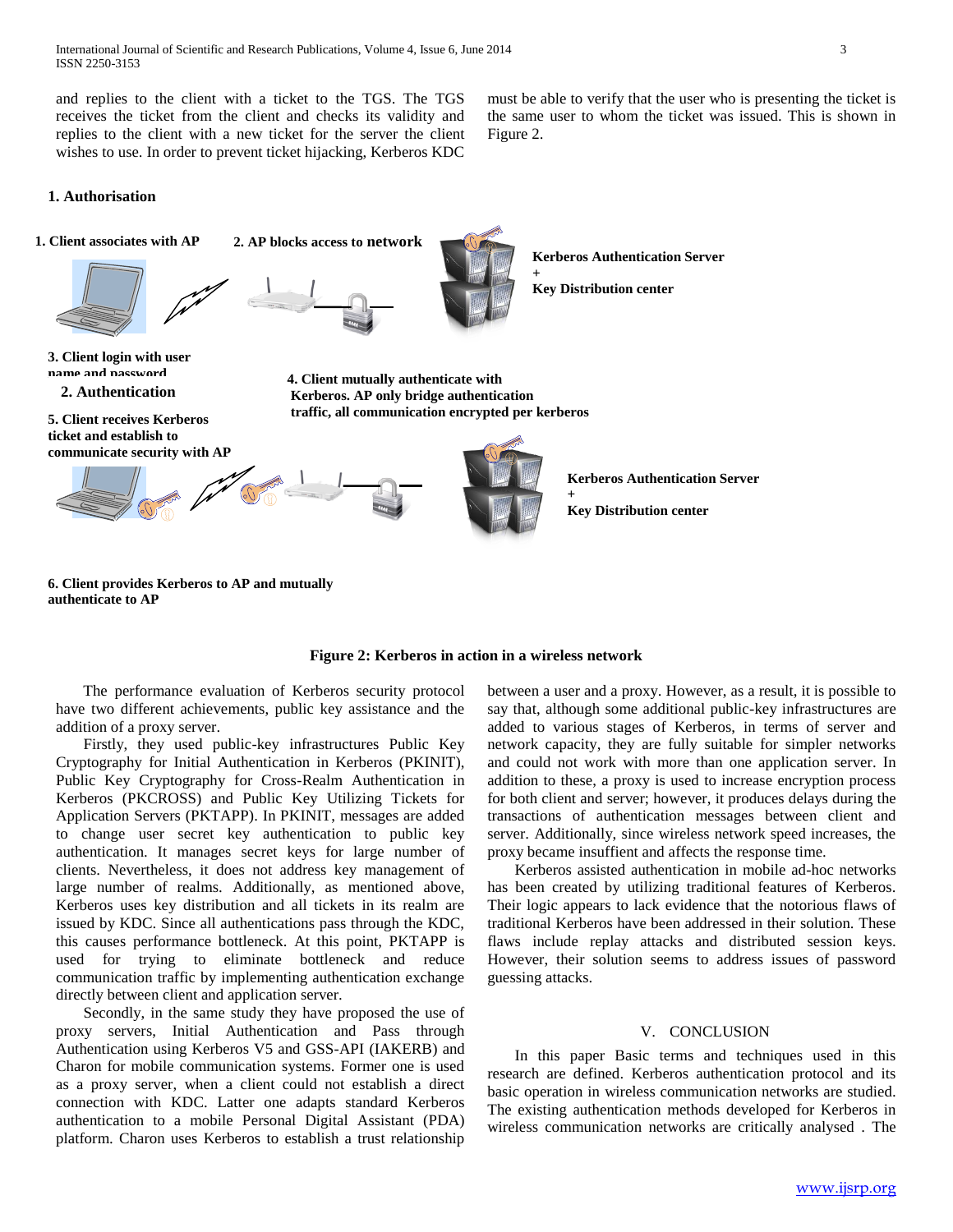and replies to the client with a ticket to the TGS. The TGS receives the ticket from the client and checks its validity and replies to the client with a new ticket for the server the client wishes to use. In order to prevent ticket hijacking, Kerberos KDC must be able to verify that the user who is presenting the ticket is the same user to whom the ticket was issued. This is shown in Figure 2.

**1. Authorisation**

**1. Client associates with AP**

**2. AP blocks access to network**

**Kerberos Authentication Server + Key Distribution center**

**3. Client login with user name and password**

**2. Authentication**

**4. Client mutually authenticate with Kerberos. AP only bridge authentication traffic, all communication encrypted per kerberos**

**5. Client receives Kerberos ticket and establish to communicate security with AP**

**Kerberos Authentication Server + Key Distribution center**

**6. Client provides Kerberos to AP and mutually authenticate to AP**

**Figure 2: Kerberos in action in a wireless network**

The performance evaluation of Kerberos security protocol have two different achievements, public key assistance and the addition of a proxy server.

Firstly, they used public-key infrastructures Public Key Cryptography for Initial Authentication in Kerberos (PKINIT), Public Key Cryptography for Cross-Realm Authentication in Kerberos (PKCROSS) and Public Key Utilizing Tickets for Application Servers (PKTAPP). In PKINIT, messages are added to change user secret key authentication to public key authentication. It manages secret keys for large number of clients. Nevertheless, it does not address key management of large number of realms. Additionally, as mentioned above, Kerberos uses key distribution and all tickets in its realm are issued by KDC. Since all authentications pass through the KDC, this causes performance bottleneck. At this point, PKTAPP is used for trying to eliminate bottleneck and reduce communication traffic by implementing authentication exchange directly between client and application server.

Secondly, in the same study they have proposed the use of proxy servers, Initial Authentication and Pass through Authentication using Kerberos V5 and GSS-API (IAKERB) and Charon for mobile communication systems. Former one is used as a proxy server, when a client could not establish a direct connection with KDC. Latter one adapts standard Kerberos authentication to a mobile Personal Digital Assistant (PDA) platform. Charon uses Kerberos to establish a trust relationship between a user and a proxy. However, as a result, it is possible to say that, although some additional public-key infrastructures are added to various stages of Kerberos, in terms of server and network capacity, they are fully suitable for simpler networks and could not work with more than one application server. In addition to these, a proxy is used to increase encryption process for both client and server; however, it produces delays during the transactions of authentication messages between client and server. Additionally, since wireless network speed increases, the proxy became insuffient and affects the response time.

Kerberos assisted authentication in mobile ad-hoc networks has been created by utilizing traditional features of Kerberos. Their logic appears to lack evidence that the notorious flaws of traditional Kerberos have been addressed in their solution. These flaws include replay attacks and distributed session keys. However, their solution seems to address issues of password guessing attacks.

## V. CONCLUSION

In this paper Basic terms and techniques used in this research are defined. Kerberos authentication protocol and its basic operation in wireless communication networks are studied. The existing authentication methods developed for Kerberos in wireless communication networks are critically analysed . The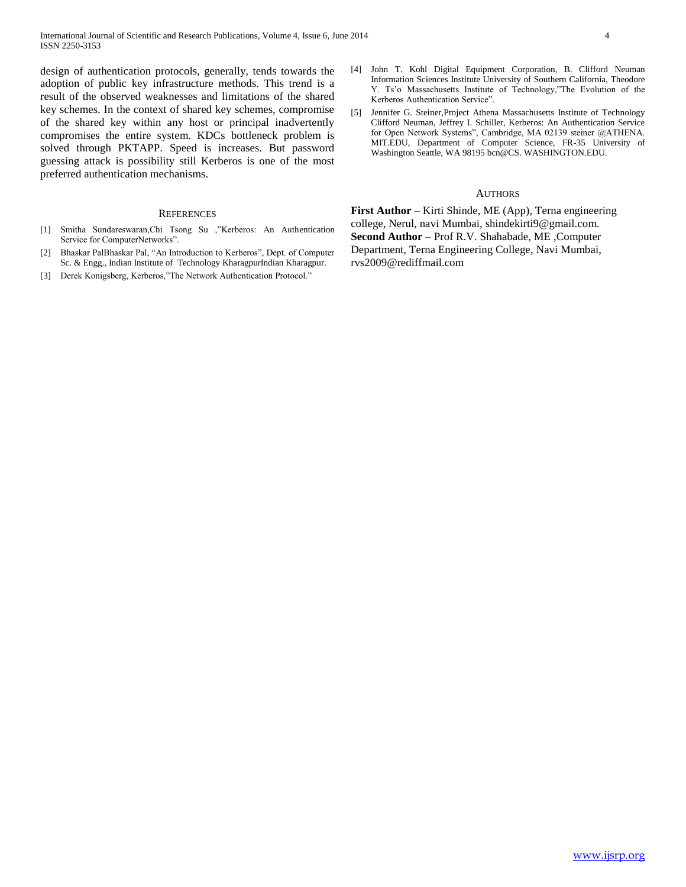design of authentication protocols, generally, tends towards the adoption of public key infrastructure methods. This trend is a result of the observed weaknesses and limitations of the shared key schemes. In the context of shared key schemes, compromise of the shared key within any host or principal inadvertently compromises the entire system. KDCs bottleneck problem is solved through PKTAPP. Speed is increases. But password guessing attack is possibility still Kerberos is one of the most preferred authentication mechanisms.

## References

[1] Smitha Sundareswaran,Chi Tsong Su ,"Kerberos: An Authentication Service for ComputerNetworks".

[2] Bhaskar PalBhaskar Pal, "An Introduction to Kerberos", Dept. of Computer Sc. & Engg., Indian Institute of Technology KharagpurIndian Kharagpur.

[3] Derek Konigsberg, Kerberos,"The Network Authentication Protocol."

[4] John T. Kohl Digital Equipment Corporation, B. Clifford Neuman Information Sciences Institute University of Southern California, Theodore Y. Ts'o Massachusetts Institute of Technology,"The Evolution of the Kerberos Authentication Service".

[5] Jennifer G. Steiner,Project Athena Massachusetts Institute of Technology Clifford Neuman, Jeffrey I. Schiller, Kerberos: An Authentication Service for Open Network Systems", Cambridge, MA 02139 steiner @ATHENA. MIT.EDU, Department of Computer Science, FR-35 University of Washington Seattle, WA 98195 bcn@CS. WASHINGTON.EDU.

## Authors

**First Author** – Kirti Shinde, ME (App), Terna engineering college, Nerul, navi Mumbai, shindekirti9@gmail.com.

**Second Author** – Prof R.V. Shahabade, ME ,Computer Department, Terna Engineering College, Navi Mumbai, rvs2009@rediffmail.com